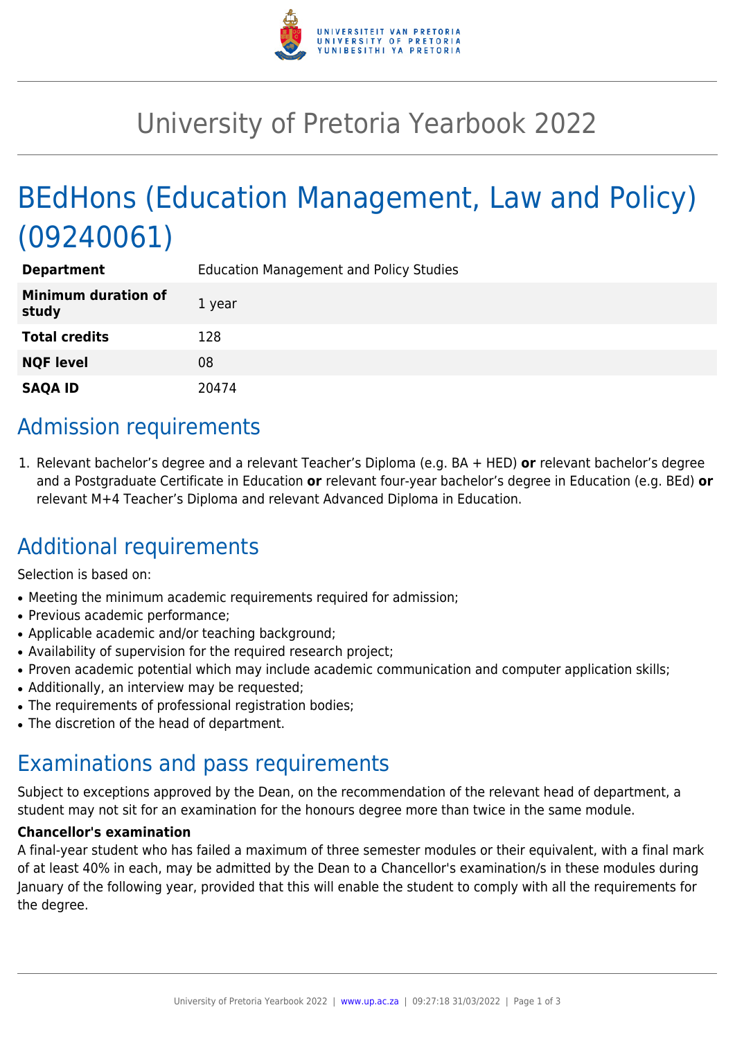# University of Pretoria Yearbook 2022

# BEdHons (Education Management, Law and Policy) (09240061)

| | |
|---|---|
| **Department** | Education Management and Policy Studies |
| **Minimum duration of study** | 1 year |
| **Total credits** | 128 |
| **NQF level** | 08 |
| **SAQA ID** | 20474 |

## Admission requirements

1. Relevant bachelor's degree and a relevant Teacher's Diploma (e.g. BA + HED) **or** relevant bachelor's degree and a Postgraduate Certificate in Education **or** relevant four-year bachelor's degree in Education (e.g. BEd) **or** relevant M+4 Teacher's Diploma and relevant Advanced Diploma in Education.

## Additional requirements

Selection is based on:

- Meeting the minimum academic requirements required for admission;
- Previous academic performance;
- Applicable academic and/or teaching background;
- Availability of supervision for the required research project;
- Proven academic potential which may include academic communication and computer application skills;
- Additionally, an interview may be requested;
- The requirements of professional registration bodies;
- The discretion of the head of department.

## Examinations and pass requirements

Subject to exceptions approved by the Dean, on the recommendation of the relevant head of department, a student may not sit for an examination for the honours degree more than twice in the same module.

**Chancellor's examination**

A final-year student who has failed a maximum of three semester modules or their equivalent, with a final mark of at least 40% in each, may be admitted by the Dean to a Chancellor's examination/s in these modules during January of the following year, provided that this will enable the student to comply with all the requirements for the degree.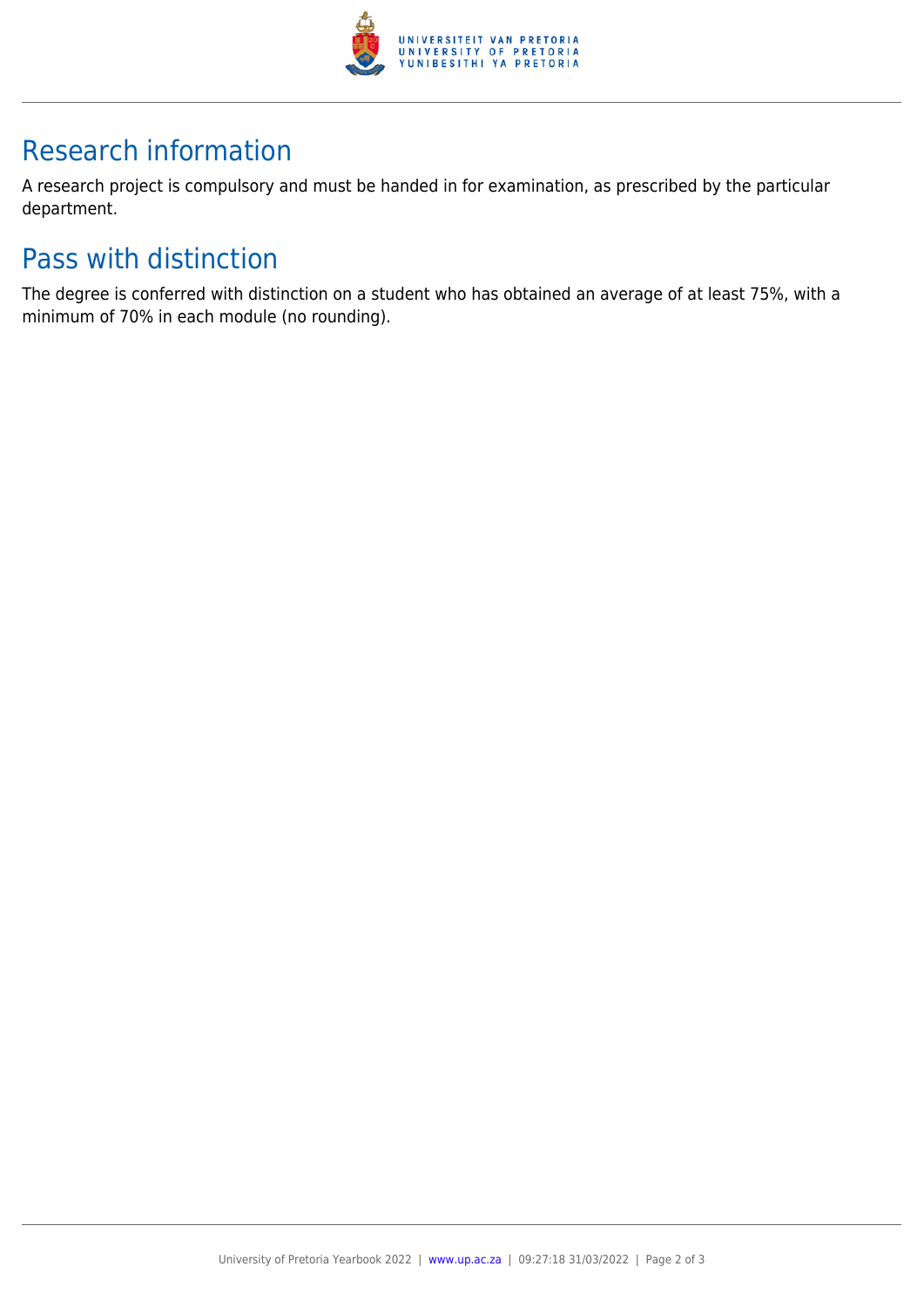## Research information

A research project is compulsory and must be handed in for examination, as prescribed by the particular department.

## Pass with distinction

The degree is conferred with distinction on a student who has obtained an average of at least 75%, with a minimum of 70% in each module (no rounding).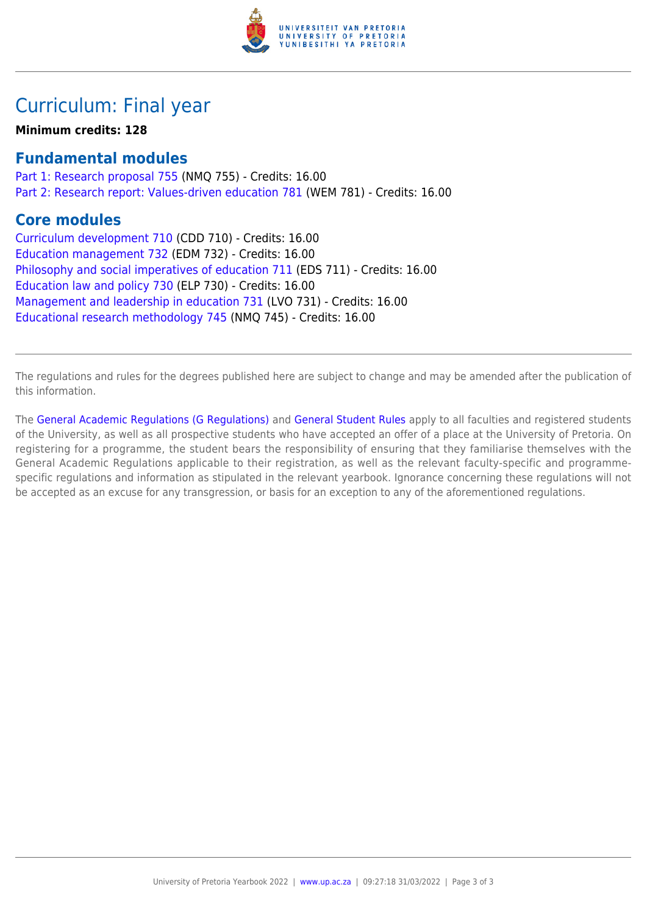# Curriculum: Final year

**Minimum credits: 128**

## Fundamental modules

Part 1: Research proposal 755 (NMQ 755) - Credits: 16.00
Part 2: Research report: Values-driven education 781 (WEM 781) - Credits: 16.00

## Core modules

Curriculum development 710 (CDD 710) - Credits: 16.00
Education management 732 (EDM 732) - Credits: 16.00
Philosophy and social imperatives of education 711 (EDS 711) - Credits: 16.00
Education law and policy 730 (ELP 730) - Credits: 16.00
Management and leadership in education 731 (LVO 731) - Credits: 16.00
Educational research methodology 745 (NMQ 745) - Credits: 16.00

The regulations and rules for the degrees published here are subject to change and may be amended after the publication of this information.

The General Academic Regulations (G Regulations) and General Student Rules apply to all faculties and registered students of the University, as well as all prospective students who have accepted an offer of a place at the University of Pretoria. On registering for a programme, the student bears the responsibility of ensuring that they familiarise themselves with the General Academic Regulations applicable to their registration, as well as the relevant faculty-specific and programme-specific regulations and information as stipulated in the relevant yearbook. Ignorance concerning these regulations will not be accepted as an excuse for any transgression, or basis for an exception to any of the aforementioned regulations.